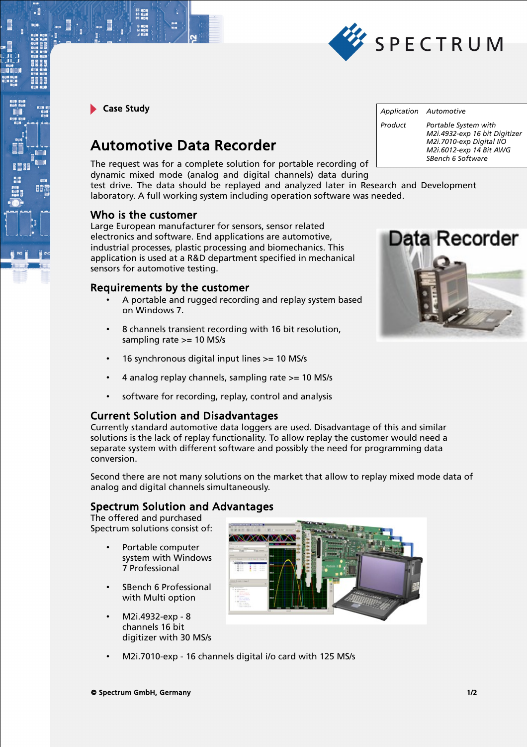Case Study

# Automotive Data Recorder

| Application | Automotive |
| --- | --- |
| Product | Portable System with<br>M2i.4932-exp 16 bit Digitizer<br>M2i.7010-exp Digital I/O<br>M2i.6012-exp 14 Bit AWG<br>SBench 6 Software |

The request was for a complete solution for portable recording of dynamic mixed mode (analog and digital channels) data during test drive. The data should be replayed and analyzed later in Research and Development laboratory. A full working system including operation software was needed.

## Who is the customer

Large European manufacturer for sensors, sensor related electronics and software. End applications are automotive, industrial processes, plastic processing and biomechanics. This application is used at a R&D department specified in mechanical sensors for automotive testing.

## Requirements by the customer

- A portable and rugged recording and replay system based on Windows 7.
- 8 channels transient recording with 16 bit resolution, sampling rate >= 10 MS/s
- 16 synchronous digital input lines >= 10 MS/s
- 4 analog replay channels, sampling rate >= 10 MS/s
- software for recording, replay, control and analysis

## Current Solution and Disadvantages

Currently standard automotive data loggers are used. Disadvantage of this and similar solutions is the lack of replay functionality. To allow replay the customer would need a separate system with different software and possibly the need for programming data conversion.

Second there are not many solutions on the market that allow to replay mixed mode data of analog and digital channels simultaneously.

## Spectrum Solution and Advantages

The offered and purchased Spectrum solutions consist of:

- Portable computer system with Windows 7 Professional
- SBench 6 Professional with Multi option
- M2i.4932-exp - 8 channels 16 bit digitizer with 30 MS/s
- M2i.7010-exp - 16 channels digital i/o card with 125 MS/s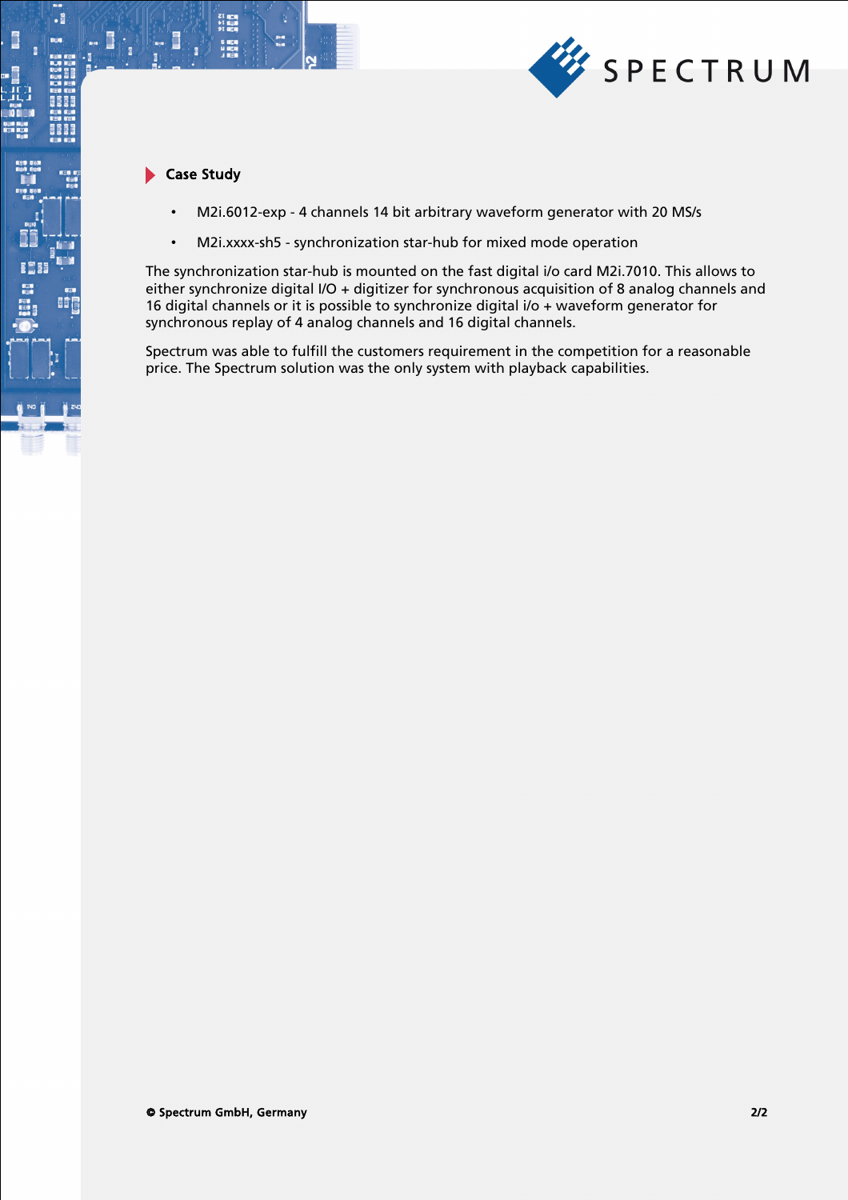## Case Study

- M2i.6012-exp - 4 channels 14 bit arbitrary waveform generator with 20 MS/s
- M2i.xxxx-sh5 - synchronization star-hub for mixed mode operation

The synchronization star-hub is mounted on the fast digital i/o card M2i.7010. This allows to either synchronize digital I/O + digitizer for synchronous acquisition of 8 analog channels and 16 digital channels or it is possible to synchronize digital i/o + waveform generator for synchronous replay of 4 analog channels and 16 digital channels.

Spectrum was able to fulfill the customers requirement in the competition for a reasonable price. The Spectrum solution was the only system with playback capabilities.